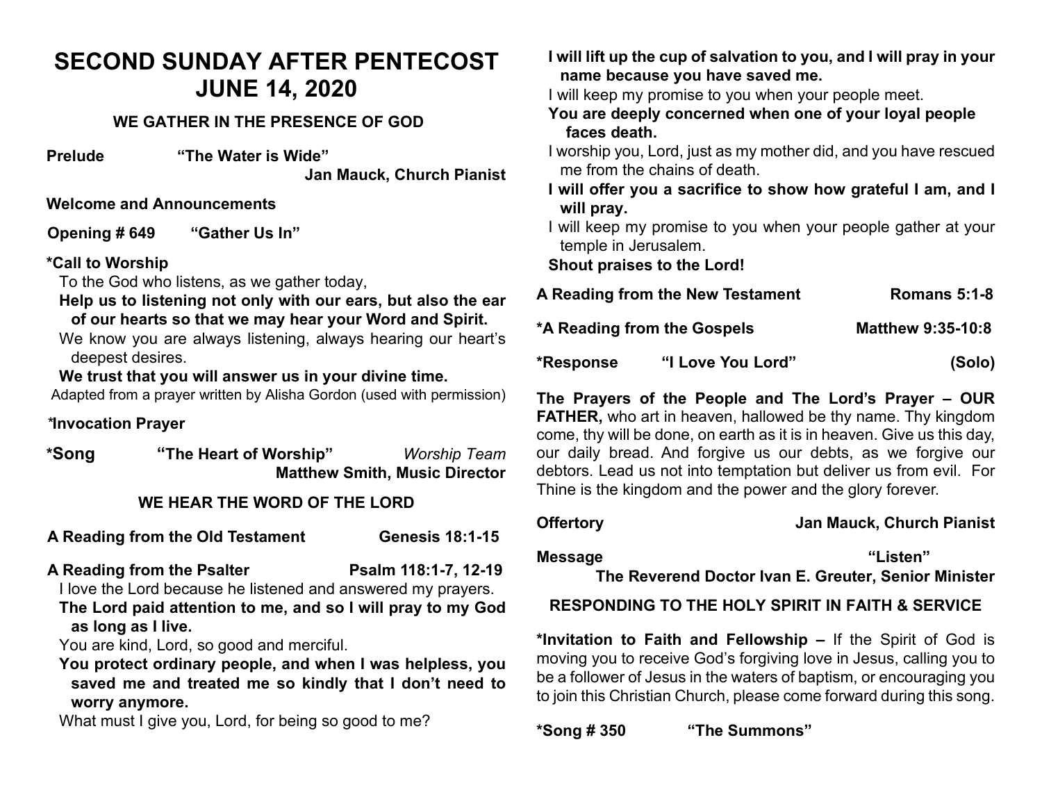# SECOND SUNDAY AFTER PENTECOST
# JUNE 14, 2020

## WE GATHER IN THE PRESENCE OF GOD

**Prelude** **"The Water is Wide"**
**Jan Mauck, Church Pianist**

**Welcome and Announcements**

**Opening # 649** **"Gather Us In"**

**\*Call to Worship**

To the God who listens, as we gather today,

**Help us to listening not only with our ears, but also the ear of our hearts so that we may hear your Word and Spirit.**

We know you are always listening, always hearing our heart's deepest desires.

**We trust that you will answer us in your divine time.**

Adapted from a prayer written by Alisha Gordon (used with permission)

**\*Invocation Prayer**

**\*Song** **"The Heart of Worship"** *Worship Team*
**Matthew Smith, Music Director**

## WE HEAR THE WORD OF THE LORD

**A Reading from the Old Testament** **Genesis 18:1-15**

**A Reading from the Psalter** **Psalm 118:1-7, 12-19**

I love the Lord because he listened and answered my prayers.

**The Lord paid attention to me, and so I will pray to my God as long as I live.**

You are kind, Lord, so good and merciful.

**You protect ordinary people, and when I was helpless, you saved me and treated me so kindly that I don't need to worry anymore.**

What must I give you, Lord, for being so good to me?

**I will lift up the cup of salvation to you, and I will pray in your name because you have saved me.**

I will keep my promise to you when your people meet.

**You are deeply concerned when one of your loyal people faces death.**

I worship you, Lord, just as my mother did, and you have rescued me from the chains of death.

**I will offer you a sacrifice to show how grateful I am, and I will pray.**

I will keep my promise to you when your people gather at your temple in Jerusalem.

**Shout praises to the Lord!**

**A Reading from the New Testament** **Romans 5:1-8**

**\*A Reading from the Gospels** **Matthew 9:35-10:8**

**\*Response** **"I Love You Lord"** **(Solo)**

**The Prayers of the People and The Lord's Prayer – OUR FATHER,** who art in heaven, hallowed be thy name. Thy kingdom come, thy will be done, on earth as it is in heaven. Give us this day, our daily bread. And forgive us our debts, as we forgive our debtors. Lead us not into temptation but deliver us from evil. For Thine is the kingdom and the power and the glory forever.

**Offertory** **Jan Mauck, Church Pianist**

**Message** **"Listen"**
**The Reverend Doctor Ivan E. Greuter, Senior Minister**

## RESPONDING TO THE HOLY SPIRIT IN FAITH & SERVICE

**\*Invitation to Faith and Fellowship –** If the Spirit of God is moving you to receive God's forgiving love in Jesus, calling you to be a follower of Jesus in the waters of baptism, or encouraging you to join this Christian Church, please come forward during this song.

**\*Song # 350** **"The Summons"**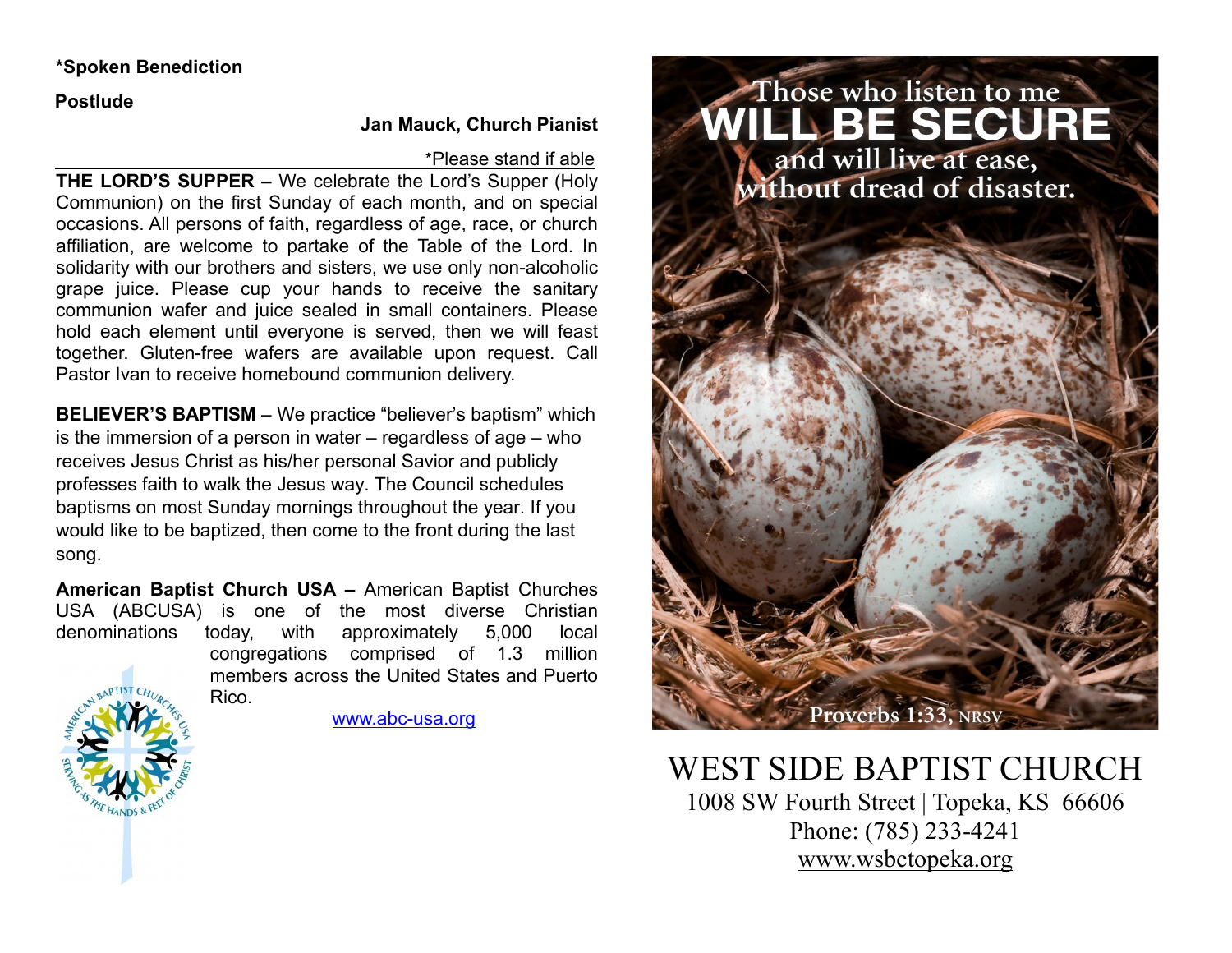**\*Spoken Benediction**

**Postlude**

**Jan Mauck, Church Pianist**

*Please stand if able

**THE LORD'S SUPPER –** We celebrate the Lord's Supper (Holy Communion) on the first Sunday of each month, and on special occasions. All persons of faith, regardless of age, race, or church affiliation, are welcome to partake of the Table of the Lord. In solidarity with our brothers and sisters, we use only non-alcoholic grape juice. Please cup your hands to receive the sanitary communion wafer and juice sealed in small containers. Please hold each element until everyone is served, then we will feast together. Gluten-free wafers are available upon request. Call Pastor Ivan to receive homebound communion delivery.

**BELIEVER'S BAPTISM** – We practice "believer's baptism" which is the immersion of a person in water – regardless of age – who receives Jesus Christ as his/her personal Savior and publicly professes faith to walk the Jesus way. The Council schedules baptisms on most Sunday mornings throughout the year. If you would like to be baptized, then come to the front during the last song.

**American Baptist Church USA –** American Baptist Churches USA (ABCUSA) is one of the most diverse Christian denominations today, with approximately 5,000 local congregations comprised of 1.3 million members across the United States and Puerto Rico.

www.abc-usa.org

Those who listen to me
**WILL BE SECURE**
and will live at ease,
without dread of disaster.

Proverbs 1:33, NRSV

# WEST SIDE BAPTIST CHURCH

1008 SW Fourth Street | Topeka, KS 66606
Phone: (785) 233-4241
www.wsbctopeka.org